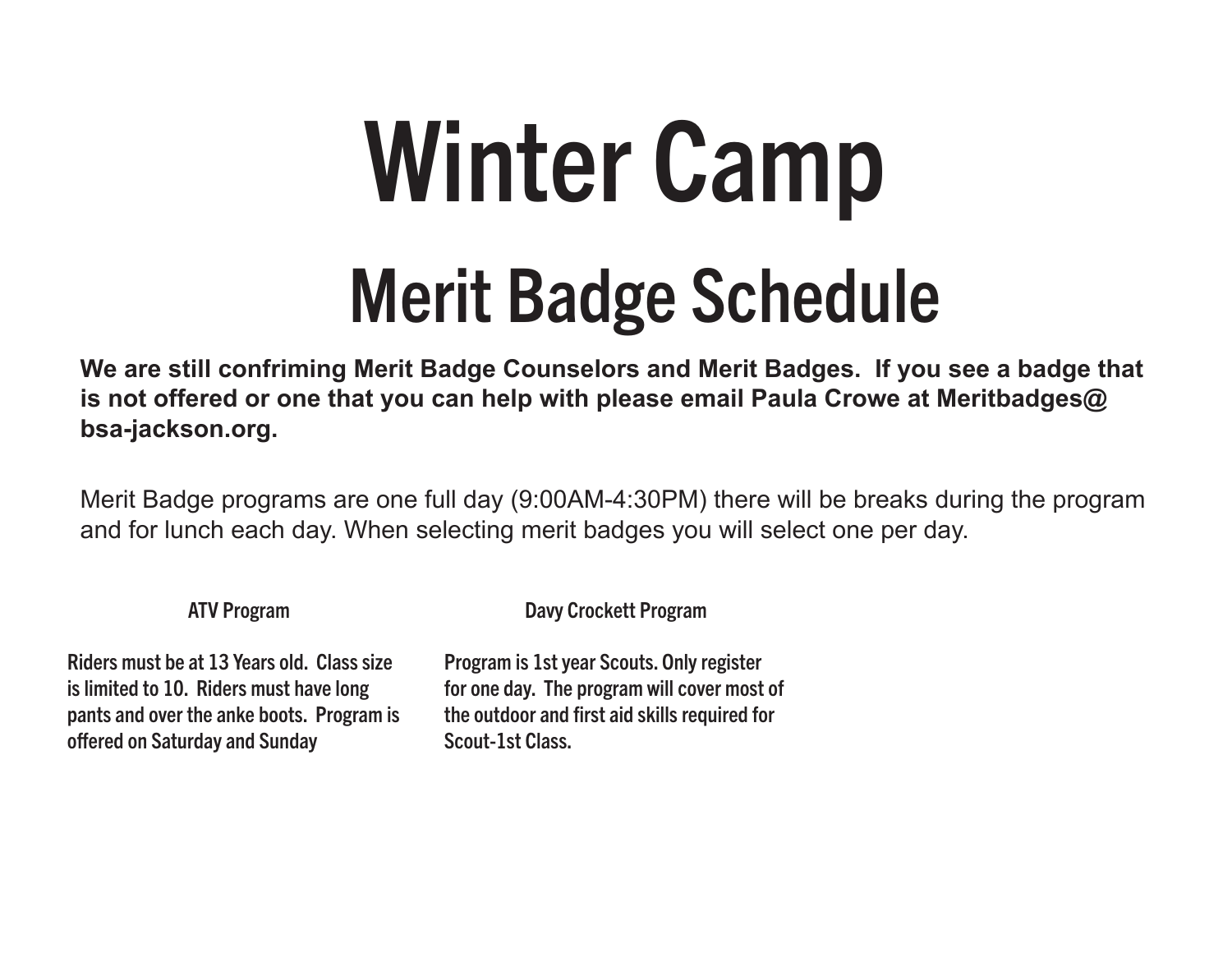# Winter Camp

## Merit Badge Schedule

**We are still confriming Merit Badge Counselors and Merit Badges. If you see a badge that is not offered or one that you can help with please email Paula Crowe at Meritbadges@bsa-jackson.org.**

Merit Badge programs are one full day (9:00AM-4:30PM) there will be breaks during the program and for lunch each day. When selecting merit badges you will select one per day.

### ATV Program

**Riders must be at 13 Years old. Class size is limited to 10. Riders must have long pants and over the anke boots. Program is offered on Saturday and Sunday**

### Davy Crockett Program

**Program is 1st year Scouts. Only register for one day. The program will cover most of the outdoor and first aid skills required for Scout-1st Class.**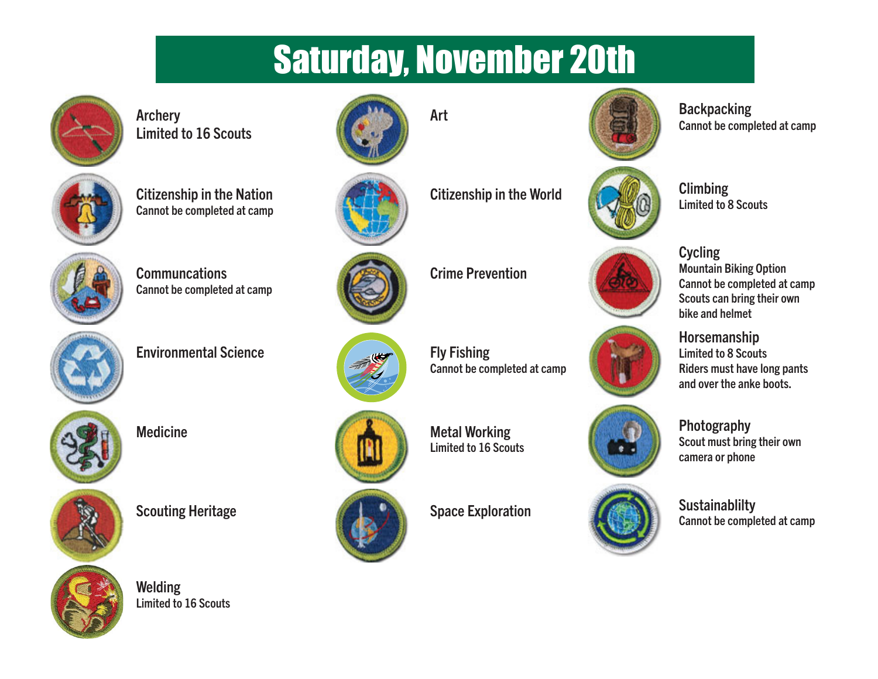# Saturday, November 20th

**Archery**
Limited to 16 Scouts

**Art**

**Backpacking**
Cannot be completed at camp

**Citizenship in the Nation**
Cannot be completed at camp

**Citizenship in the World**

**Climbing**
Limited to 8 Scouts

**Communcations**
Cannot be completed at camp

**Crime Prevention**

**Cycling**
Mountain Biking Option
Cannot be completed at camp
Scouts can bring their own bike and helmet

**Environmental Science**

**Fly Fishing**
Cannot be completed at camp

**Horsemanship**
Limited to 8 Scouts
Riders must have long pants and over the anke boots.

**Medicine**

**Metal Working**
Limited to 16 Scouts

**Photography**
Scout must bring their own camera or phone

**Scouting Heritage**

**Space Exploration**

**Sustainablilty**
Cannot be completed at camp

**Welding**
Limited to 16 Scouts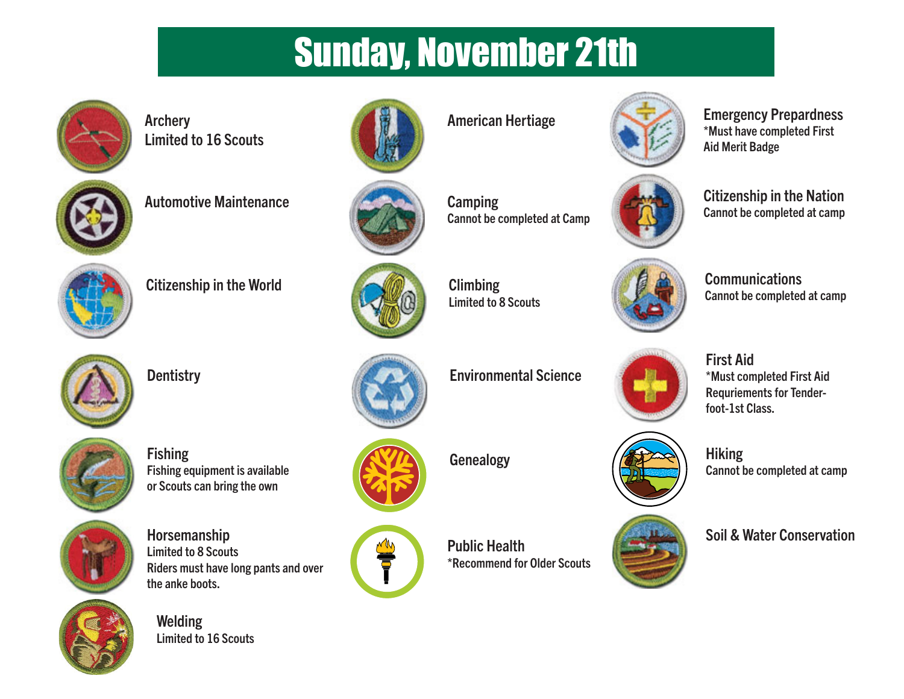# Sunday, November 21th

**Archery**
Limited to 16 Scouts

**Automotive Maintenance**

**Citizenship in the World**

**Dentistry**

**Fishing**
Fishing equipment is available or Scouts can bring the own

**Horsemanship**
Limited to 8 Scouts
Riders must have long pants and over the anke boots.

**Welding**
Limited to 16 Scouts

**American Hertiage**

**Camping**
Cannot be completed at Camp

**Climbing**
Limited to 8 Scouts

**Environmental Science**

**Genealogy**

**Public Health**
*Recommend for Older Scouts

**Emergency Prepardness**
*Must have completed First Aid Merit Badge

**Citizenship in the Nation**
Cannot be completed at camp

**Communications**
Cannot be completed at camp

**First Aid**
*Must completed First Aid Requriements for Tenderfoot-1st Class.

**Hiking**
Cannot be completed at camp

**Soil & Water Conservation**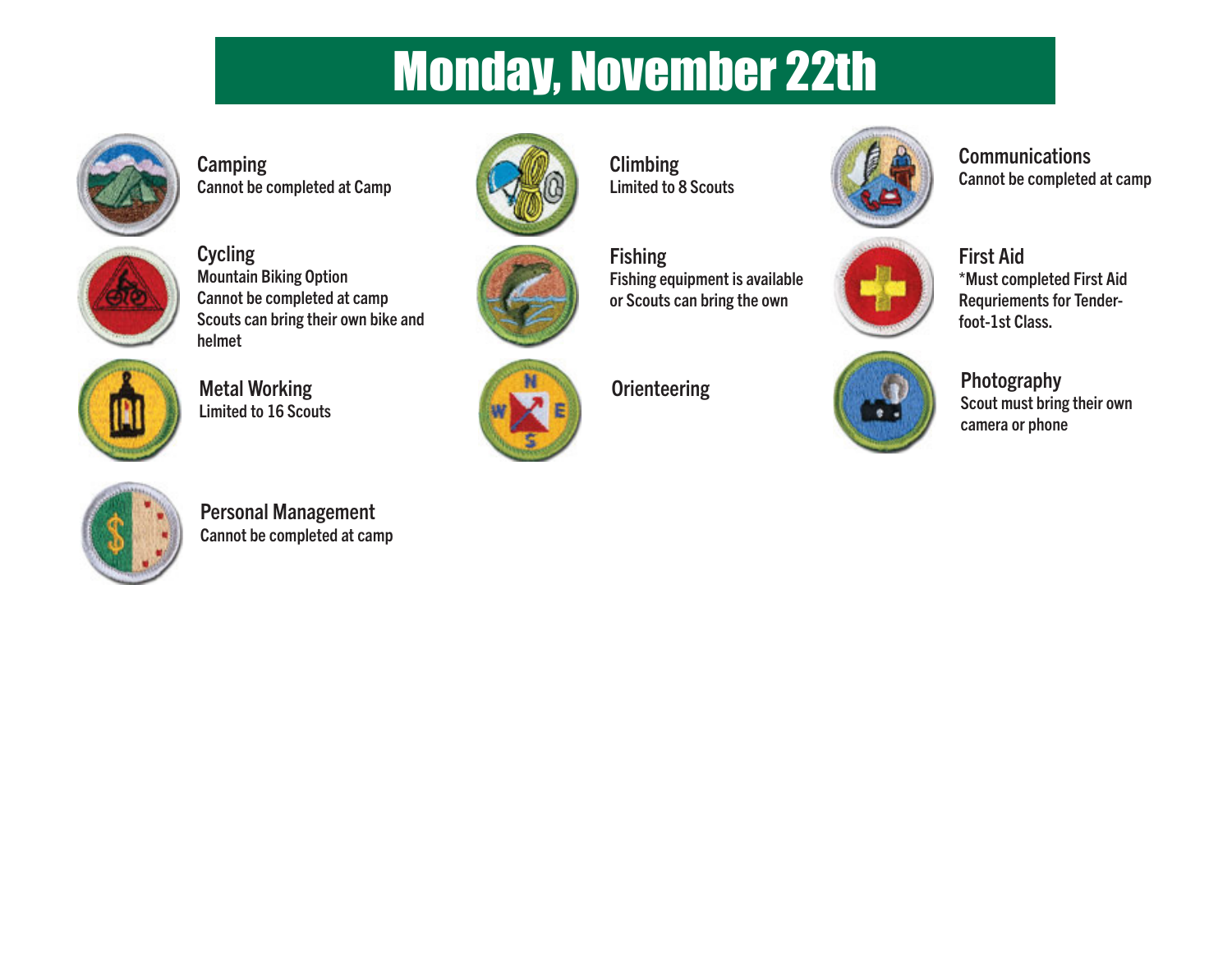# Monday, November 22th

**Camping**
Cannot be completed at Camp

**Cycling**
Mountain Biking Option
Cannot be completed at camp
Scouts can bring their own bike and helmet

**Metal Working**
Limited to 16 Scouts

**Climbing**
Limited to 8 Scouts

**Fishing**
Fishing equipment is available or Scouts can bring the own

**Orienteering**

**Communications**
Cannot be completed at camp

**First Aid**
*Must completed First Aid Requriements for Tender-foot-1st Class.

**Photography**
Scout must bring their own camera or phone

**Personal Management**
Cannot be completed at camp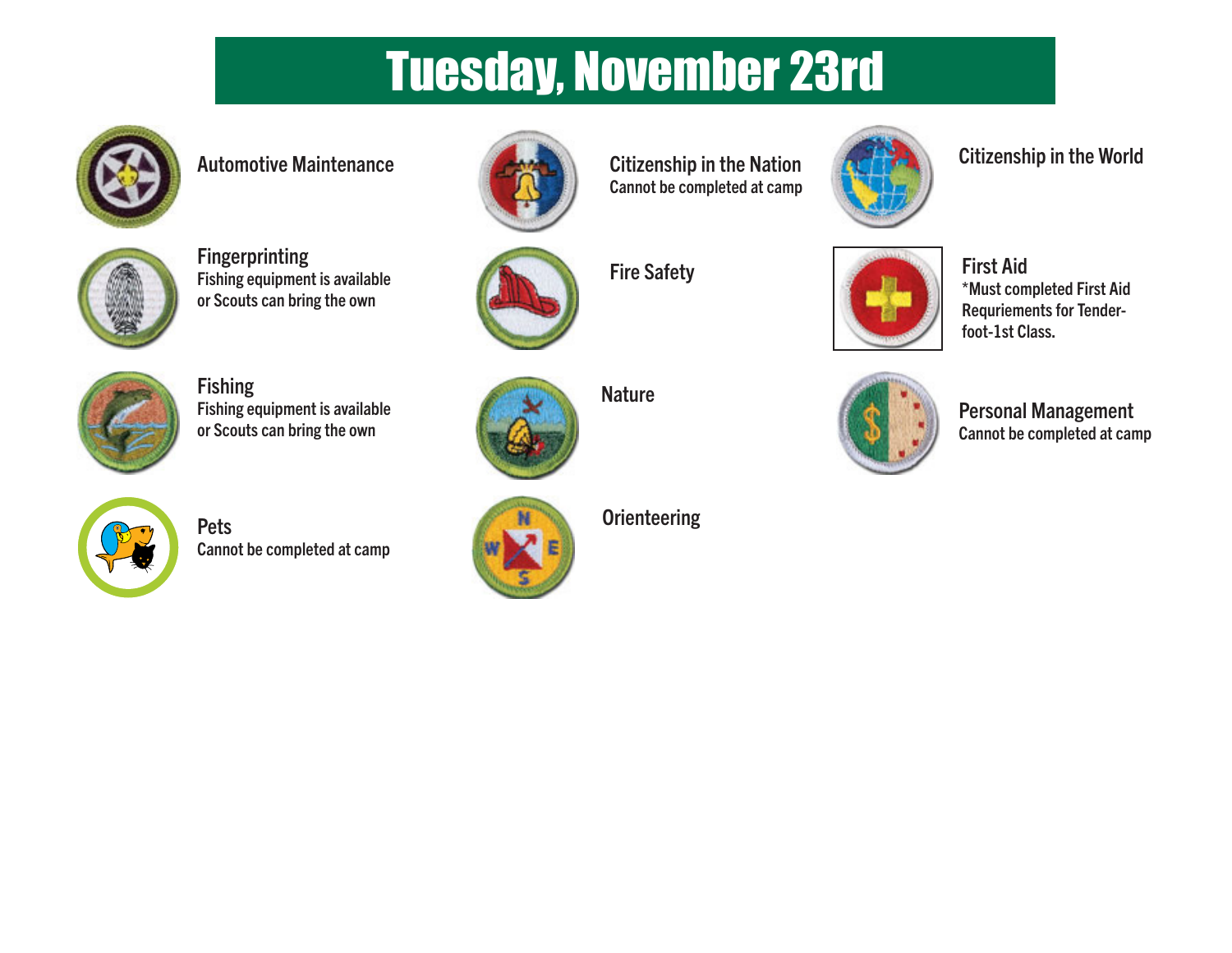# Tuesday, November 23rd

**Automotive Maintenance**

**Citizenship in the Nation**
Cannot be completed at camp

**Citizenship in the World**

**Fingerprinting**
Fishing equipment is available or Scouts can bring the own

**Fire Safety**

**First Aid**
*Must completed First Aid Requriements for Tender-foot-1st Class.

**Fishing**
Fishing equipment is available or Scouts can bring the own

**Nature**

**Personal Management**
Cannot be completed at camp

**Pets**
Cannot be completed at camp

**Orienteering**